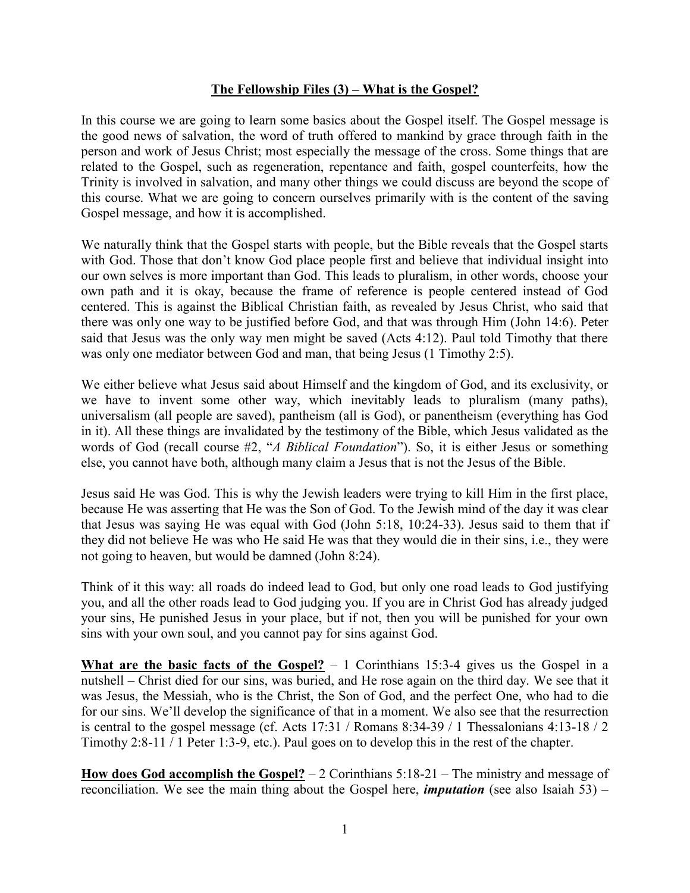# The Fellowship Files (3) – What is the Gospel?

In this course we are going to learn some basics about the Gospel itself. The Gospel message is the good news of salvation, the word of truth offered to mankind by grace through faith in the person and work of Jesus Christ; most especially the message of the cross. Some things that are related to the Gospel, such as regeneration, repentance and faith, gospel counterfeits, how the Trinity is involved in salvation, and many other things we could discuss are beyond the scope of this course. What we are going to concern ourselves primarily with is the content of the saving Gospel message, and how it is accomplished.

We naturally think that the Gospel starts with people, but the Bible reveals that the Gospel starts with God. Those that don't know God place people first and believe that individual insight into our own selves is more important than God. This leads to pluralism, in other words, choose your own path and it is okay, because the frame of reference is people centered instead of God centered. This is against the Biblical Christian faith, as revealed by Jesus Christ, who said that there was only one way to be justified before God, and that was through Him (John 14:6). Peter said that Jesus was the only way men might be saved (Acts 4:12). Paul told Timothy that there was only one mediator between God and man, that being Jesus (1 Timothy 2:5).

We either believe what Jesus said about Himself and the kingdom of God, and its exclusivity, or we have to invent some other way, which inevitably leads to pluralism (many paths), universalism (all people are saved), pantheism (all is God), or panentheism (everything has God in it). All these things are invalidated by the testimony of the Bible, which Jesus validated as the words of God (recall course #2, "*A Biblical Foundation*"). So, it is either Jesus or something else, you cannot have both, although many claim a Jesus that is not the Jesus of the Bible.

Jesus said He was God. This is why the Jewish leaders were trying to kill Him in the first place, because He was asserting that He was the Son of God. To the Jewish mind of the day it was clear that Jesus was saying He was equal with God (John 5:18, 10:24-33). Jesus said to them that if they did not believe He was who He said He was that they would die in their sins, i.e., they were not going to heaven, but would be damned (John 8:24).

Think of it this way: all roads do indeed lead to God, but only one road leads to God justifying you, and all the other roads lead to God judging you. If you are in Christ God has already judged your sins, He punished Jesus in your place, but if not, then you will be punished for your own sins with your own soul, and you cannot pay for sins against God.

**What are the basic facts of the Gospel?** – 1 Corinthians 15:3-4 gives us the Gospel in a nutshell – Christ died for our sins, was buried, and He rose again on the third day. We see that it was Jesus, the Messiah, who is the Christ, the Son of God, and the perfect One, who had to die for our sins. We'll develop the significance of that in a moment. We also see that the resurrection is central to the gospel message (cf. Acts 17:31 / Romans 8:34-39 / 1 Thessalonians 4:13-18 / 2 Timothy 2:8-11 / 1 Peter 1:3-9, etc.). Paul goes on to develop this in the rest of the chapter.

**How does God accomplish the Gospel?** – 2 Corinthians 5:18-21 – The ministry and message of reconciliation. We see the main thing about the Gospel here, ***imputation*** (see also Isaiah 53) –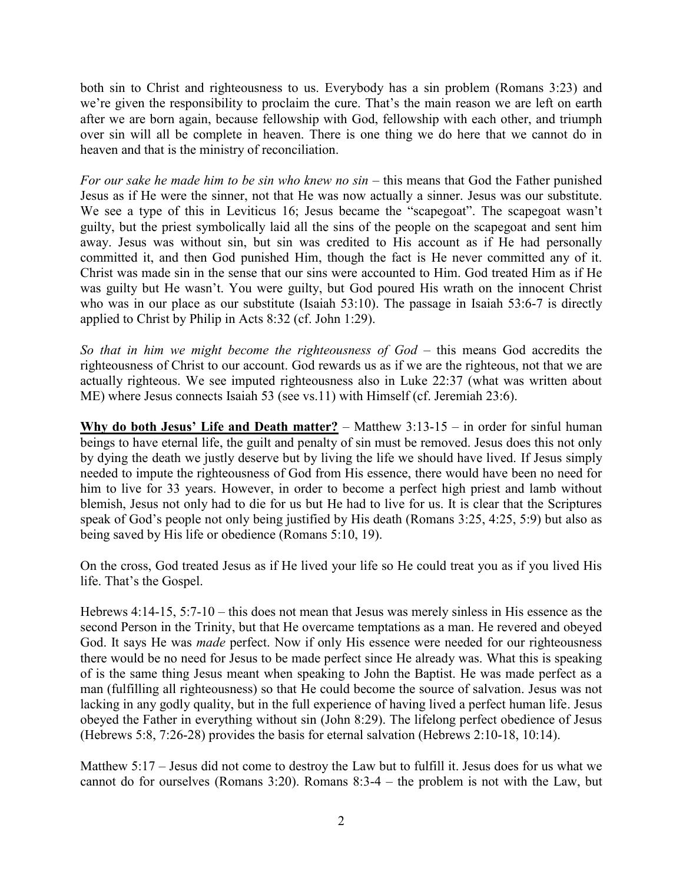both sin to Christ and righteousness to us. Everybody has a sin problem (Romans 3:23) and we're given the responsibility to proclaim the cure. That's the main reason we are left on earth after we are born again, because fellowship with God, fellowship with each other, and triumph over sin will all be complete in heaven. There is one thing we do here that we cannot do in heaven and that is the ministry of reconciliation.

*For our sake he made him to be sin who knew no sin* – this means that God the Father punished Jesus as if He were the sinner, not that He was now actually a sinner. Jesus was our substitute. We see a type of this in Leviticus 16; Jesus became the "scapegoat". The scapegoat wasn't guilty, but the priest symbolically laid all the sins of the people on the scapegoat and sent him away. Jesus was without sin, but sin was credited to His account as if He had personally committed it, and then God punished Him, though the fact is He never committed any of it. Christ was made sin in the sense that our sins were accounted to Him. God treated Him as if He was guilty but He wasn't. You were guilty, but God poured His wrath on the innocent Christ who was in our place as our substitute (Isaiah 53:10). The passage in Isaiah 53:6-7 is directly applied to Christ by Philip in Acts 8:32 (cf. John 1:29).

*So that in him we might become the righteousness of God* – this means God accredits the righteousness of Christ to our account. God rewards us as if we are the righteous, not that we are actually righteous. We see imputed righteousness also in Luke 22:37 (what was written about ME) where Jesus connects Isaiah 53 (see vs.11) with Himself (cf. Jeremiah 23:6).

**Why do both Jesus' Life and Death matter?** – Matthew 3:13-15 – in order for sinful human beings to have eternal life, the guilt and penalty of sin must be removed. Jesus does this not only by dying the death we justly deserve but by living the life we should have lived. If Jesus simply needed to impute the righteousness of God from His essence, there would have been no need for him to live for 33 years. However, in order to become a perfect high priest and lamb without blemish, Jesus not only had to die for us but He had to live for us. It is clear that the Scriptures speak of God's people not only being justified by His death (Romans 3:25, 4:25, 5:9) but also as being saved by His life or obedience (Romans 5:10, 19).

On the cross, God treated Jesus as if He lived your life so He could treat you as if you lived His life. That's the Gospel.

Hebrews 4:14-15, 5:7-10 – this does not mean that Jesus was merely sinless in His essence as the second Person in the Trinity, but that He overcame temptations as a man. He revered and obeyed God. It says He was *made* perfect. Now if only His essence were needed for our righteousness there would be no need for Jesus to be made perfect since He already was. What this is speaking of is the same thing Jesus meant when speaking to John the Baptist. He was made perfect as a man (fulfilling all righteousness) so that He could become the source of salvation. Jesus was not lacking in any godly quality, but in the full experience of having lived a perfect human life. Jesus obeyed the Father in everything without sin (John 8:29). The lifelong perfect obedience of Jesus (Hebrews 5:8, 7:26-28) provides the basis for eternal salvation (Hebrews 2:10-18, 10:14).

Matthew 5:17 – Jesus did not come to destroy the Law but to fulfill it. Jesus does for us what we cannot do for ourselves (Romans 3:20). Romans 8:3-4 – the problem is not with the Law, but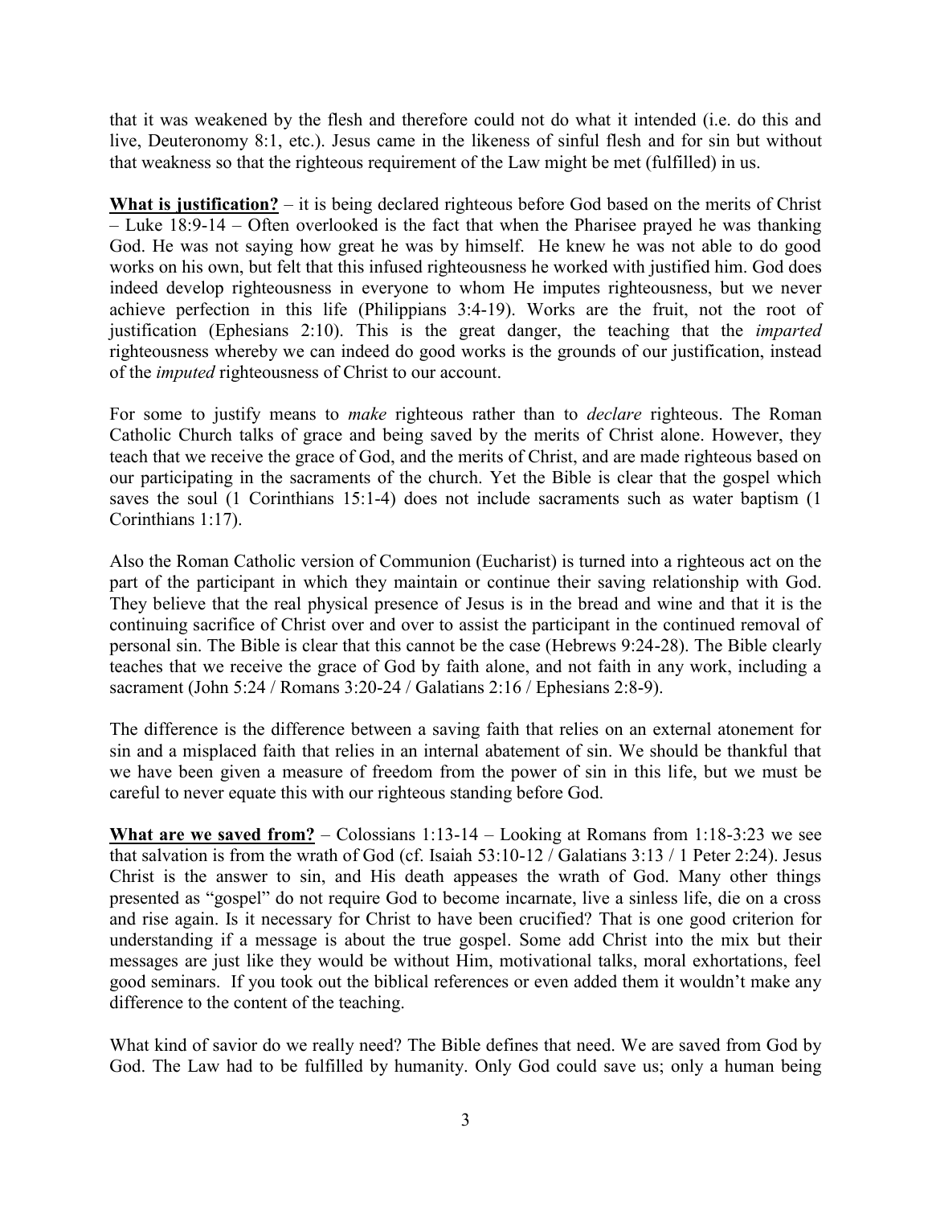that it was weakened by the flesh and therefore could not do what it intended (i.e. do this and live, Deuteronomy 8:1, etc.). Jesus came in the likeness of sinful flesh and for sin but without that weakness so that the righteous requirement of the Law might be met (fulfilled) in us.

**<u>What is justification?</u>** – it is being declared righteous before God based on the merits of Christ – Luke 18:9-14 – Often overlooked is the fact that when the Pharisee prayed he was thanking God. He was not saying how great he was by himself. He knew he was not able to do good works on his own, but felt that this infused righteousness he worked with justified him. God does indeed develop righteousness in everyone to whom He imputes righteousness, but we never achieve perfection in this life (Philippians 3:4-19). Works are the fruit, not the root of justification (Ephesians 2:10). This is the great danger, the teaching that the *imparted* righteousness whereby we can indeed do good works is the grounds of our justification, instead of the *imputed* righteousness of Christ to our account.

For some to justify means to *make* righteous rather than to *declare* righteous. The Roman Catholic Church talks of grace and being saved by the merits of Christ alone. However, they teach that we receive the grace of God, and the merits of Christ, and are made righteous based on our participating in the sacraments of the church. Yet the Bible is clear that the gospel which saves the soul (1 Corinthians 15:1-4) does not include sacraments such as water baptism (1 Corinthians 1:17).

Also the Roman Catholic version of Communion (Eucharist) is turned into a righteous act on the part of the participant in which they maintain or continue their saving relationship with God. They believe that the real physical presence of Jesus is in the bread and wine and that it is the continuing sacrifice of Christ over and over to assist the participant in the continued removal of personal sin. The Bible is clear that this cannot be the case (Hebrews 9:24-28). The Bible clearly teaches that we receive the grace of God by faith alone, and not faith in any work, including a sacrament (John 5:24 / Romans 3:20-24 / Galatians 2:16 / Ephesians 2:8-9).

The difference is the difference between a saving faith that relies on an external atonement for sin and a misplaced faith that relies in an internal abatement of sin. We should be thankful that we have been given a measure of freedom from the power of sin in this life, but we must be careful to never equate this with our righteous standing before God.

**<u>What are we saved from?</u>** – Colossians 1:13-14 – Looking at Romans from 1:18-3:23 we see that salvation is from the wrath of God (cf. Isaiah 53:10-12 / Galatians 3:13 / 1 Peter 2:24). Jesus Christ is the answer to sin, and His death appeases the wrath of God. Many other things presented as "gospel" do not require God to become incarnate, live a sinless life, die on a cross and rise again. Is it necessary for Christ to have been crucified? That is one good criterion for understanding if a message is about the true gospel. Some add Christ into the mix but their messages are just like they would be without Him, motivational talks, moral exhortations, feel good seminars. If you took out the biblical references or even added them it wouldn't make any difference to the content of the teaching.

What kind of savior do we really need? The Bible defines that need. We are saved from God by God. The Law had to be fulfilled by humanity. Only God could save us; only a human being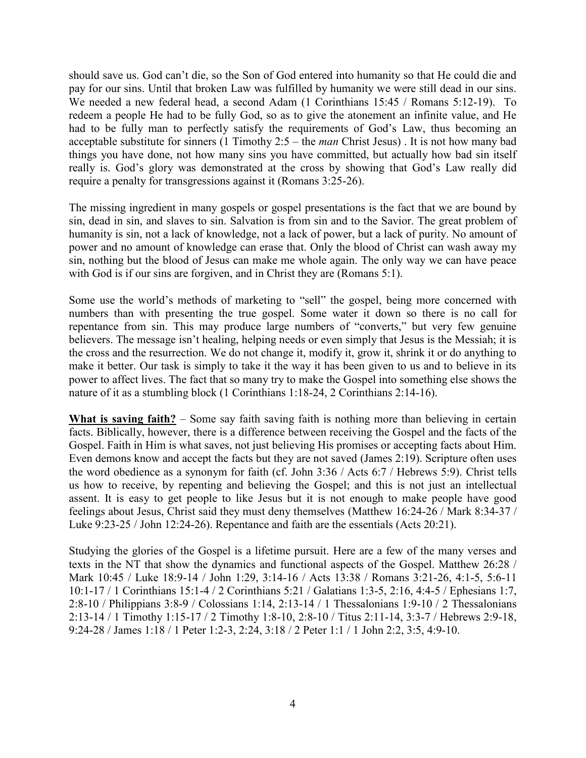should save us. God can't die, so the Son of God entered into humanity so that He could die and pay for our sins. Until that broken Law was fulfilled by humanity we were still dead in our sins. We needed a new federal head, a second Adam (1 Corinthians 15:45 / Romans 5:12-19). To redeem a people He had to be fully God, so as to give the atonement an infinite value, and He had to be fully man to perfectly satisfy the requirements of God's Law, thus becoming an acceptable substitute for sinners (1 Timothy 2:5 – the *man* Christ Jesus) . It is not how many bad things you have done, not how many sins you have committed, but actually how bad sin itself really is. God's glory was demonstrated at the cross by showing that God's Law really did require a penalty for transgressions against it (Romans 3:25-26).

The missing ingredient in many gospels or gospel presentations is the fact that we are bound by sin, dead in sin, and slaves to sin. Salvation is from sin and to the Savior. The great problem of humanity is sin, not a lack of knowledge, not a lack of power, but a lack of purity. No amount of power and no amount of knowledge can erase that. Only the blood of Christ can wash away my sin, nothing but the blood of Jesus can make me whole again. The only way we can have peace with God is if our sins are forgiven, and in Christ they are (Romans 5:1).

Some use the world's methods of marketing to "sell" the gospel, being more concerned with numbers than with presenting the true gospel. Some water it down so there is no call for repentance from sin. This may produce large numbers of "converts," but very few genuine believers. The message isn't healing, helping needs or even simply that Jesus is the Messiah; it is the cross and the resurrection. We do not change it, modify it, grow it, shrink it or do anything to make it better. Our task is simply to take it the way it has been given to us and to believe in its power to affect lives. The fact that so many try to make the Gospel into something else shows the nature of it as a stumbling block (1 Corinthians 1:18-24, 2 Corinthians 2:14-16).

<u>**What is saving faith?**</u> – Some say faith saving faith is nothing more than believing in certain facts. Biblically, however, there is a difference between receiving the Gospel and the facts of the Gospel. Faith in Him is what saves, not just believing His promises or accepting facts about Him. Even demons know and accept the facts but they are not saved (James 2:19). Scripture often uses the word obedience as a synonym for faith (cf. John 3:36 / Acts 6:7 / Hebrews 5:9). Christ tells us how to receive, by repenting and believing the Gospel; and this is not just an intellectual assent. It is easy to get people to like Jesus but it is not enough to make people have good feelings about Jesus, Christ said they must deny themselves (Matthew 16:24-26 / Mark 8:34-37 / Luke 9:23-25 / John 12:24-26). Repentance and faith are the essentials (Acts 20:21).

Studying the glories of the Gospel is a lifetime pursuit. Here are a few of the many verses and texts in the NT that show the dynamics and functional aspects of the Gospel. Matthew 26:28 / Mark 10:45 / Luke 18:9-14 / John 1:29, 3:14-16 / Acts 13:38 / Romans 3:21-26, 4:1-5, 5:6-11 10:1-17 / 1 Corinthians 15:1-4 / 2 Corinthians 5:21 / Galatians 1:3-5, 2:16, 4:4-5 / Ephesians 1:7, 2:8-10 / Philippians 3:8-9 / Colossians 1:14, 2:13-14 / 1 Thessalonians 1:9-10 / 2 Thessalonians 2:13-14 / 1 Timothy 1:15-17 / 2 Timothy 1:8-10, 2:8-10 / Titus 2:11-14, 3:3-7 / Hebrews 2:9-18, 9:24-28 / James 1:18 / 1 Peter 1:2-3, 2:24, 3:18 / 2 Peter 1:1 / 1 John 2:2, 3:5, 4:9-10.